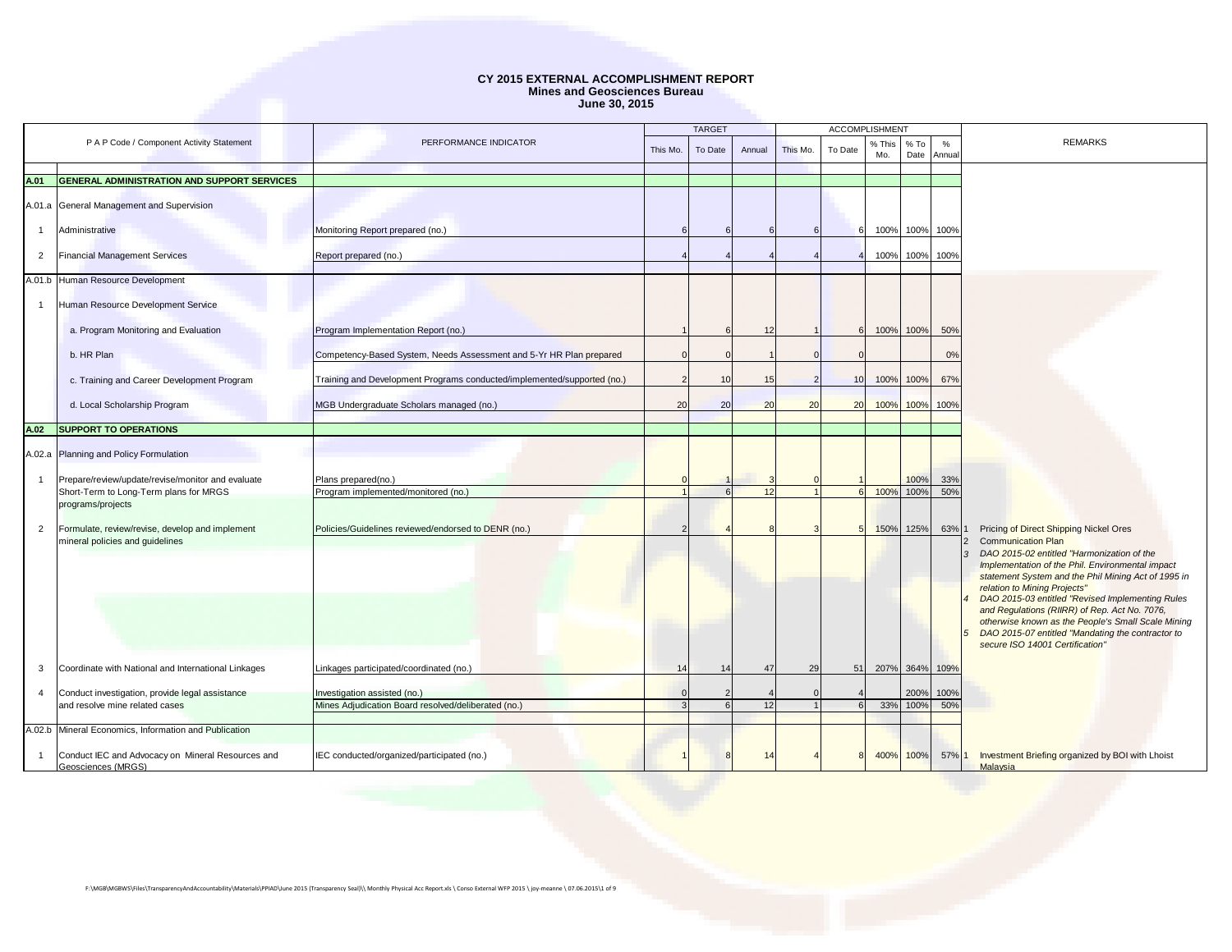# CY 2015 EXTERNAL ACCOMPLISHMENT REPORT
## Mines and Geosciences Bureau
### June 30, 2015

| P A P Code / Component Activity Statement | | PERFORMANCE INDICATOR | TARGET | | | ACCOMPLISHMENT | | | | | REMARKS |
|---|---|---|---|---|---|---|---|---|---|---|---|
| | | | This Mo. | To Date | Annual | This Mo. | To Date | % This Mo. | % To Date | % Annual | |
| **A.01** | **GENERAL ADMINISTRATION AND SUPPORT SERVICES** | | | | | | | | | | |
| A.01.a | General Management and Supervision | | | | | | | | | | |
| 1 | Administrative | Monitoring Report prepared (no.) | 6 | 6 | 6 | 6 | 6 | 100% | 100% | 100% | |
| 2 | Financial Management Services | Report prepared (no.) | 4 | 4 | 4 | 4 | 4 | 100% | 100% | 100% | |
| A.01.b | Human Resource Development | | | | | | | | | | |
| 1 | Human Resource Development Service | | | | | | | | | | |
| | a. Program Monitoring and Evaluation | Program Implementation Report (no.) | 1 | 6 | 12 | 1 | 6 | 100% | 100% | 50% | |
| | b. HR Plan | Competency-Based System, Needs Assessment and 5-Yr HR Plan prepared | 0 | 0 | 1 | 0 | 0 | | | 0% | |
| | c. Training and Career Development Program | Training and Development Programs conducted/implemented/supported (no.) | 2 | 10 | 15 | 2 | 10 | 100% | 100% | 67% | |
| | d. Local Scholarship Program | MGB Undergraduate Scholars managed (no.) | 20 | 20 | 20 | 20 | 20 | 100% | 100% | 100% | |
| **A.02** | **SUPPORT TO OPERATIONS** | | | | | | | | | | |
| A.02.a | Planning and Policy Formulation | | | | | | | | | | |
| 1 | Prepare/review/update/revise/monitor and evaluate Short-Term to Long-Term plans for MRGS programs/projects | Plans prepared(no.) | 0 | 1 | 3 | 0 | 1 | | 100% | 33% | |
| | | Program implemented/monitored (no.) | 1 | 6 | 12 | 1 | 6 | 100% | 100% | 50% | |
| 2 | Formulate, review/revise, develop and implement mineral policies and guidelines | Policies/Guidelines reviewed/endorsed to DENR (no.) | 2 | 4 | 8 | 3 | 5 | 150% | 125% | 63% | 1 Pricing of Direct Shipping Nickel Ores<br>2 Communication Plan<br>3 *DAO 2015-02 entitled "Harmonization of the Implementation of the Phil. Environmental impact statement System and the Phil Mining Act of 1995 in relation to Mining Projects"*<br>4 *DAO 2015-03 entitled "Revised Implementing Rules and Regulations (RIIRR) of Rep. Act No. 7076, otherwise known as the People's Small Scale Mining*<br>5 *DAO 2015-07 entitled "Mandating the contractor to secure ISO 14001 Certification"* |
| 3 | Coordinate with National and International Linkages | Linkages participated/coordinated (no.) | 14 | 14 | 47 | 29 | 51 | 207% | 364% | 109% | |
| 4 | Conduct investigation, provide legal assistance and resolve mine related cases | Investigation assisted (no.) | 0 | 2 | 4 | 0 | 4 | | 200% | 100% | |
| | | Mines Adjudication Board resolved/deliberated (no.) | 3 | 6 | 12 | 1 | 6 | 33% | 100% | 50% | |
| A.02.b | Mineral Economics, Information and Publication | | | | | | | | | | |
| 1 | Conduct IEC and Advocacy on Mineral Resources and Geosciences (MRGS) | IEC conducted/organized/participated (no.) | 1 | 8 | 14 | 4 | 8 | 400% | 100% | 57% | 1 Investment Briefing organized by BOI with Lhoist Malaysia |

F:\MGB\MGBWS\Files\TransparencyAndAccountability\Materials\PPIAD\June 2015 (Transparency Seal)\\ Monthly Physical Acc Report.xls \ Conso External WFP 2015 \ joy-meanne \ 07.06.2015\1 of 9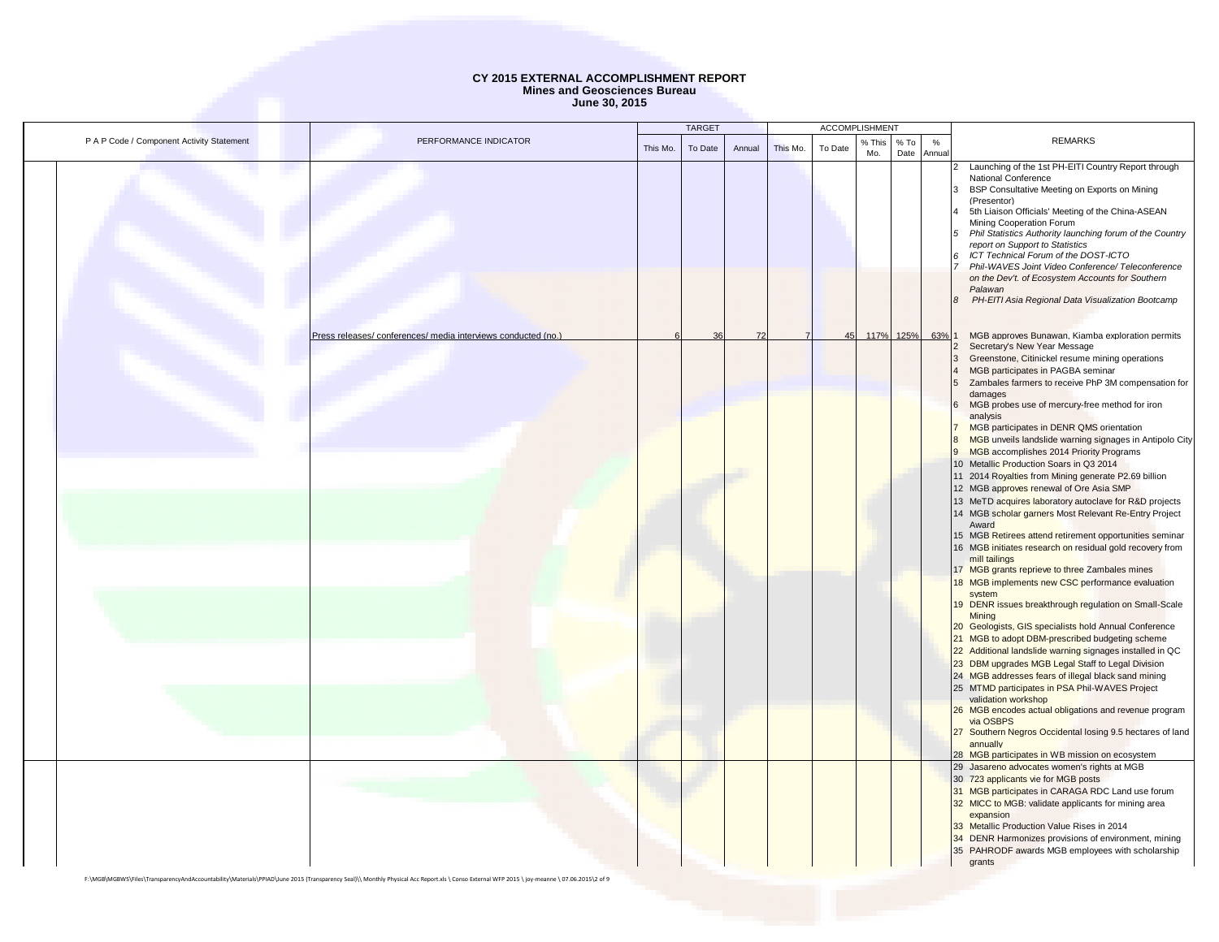# CY 2015 EXTERNAL ACCOMPLISHMENT REPORT
## Mines and Geosciences Bureau
### June 30, 2015

| P A P Code / Component Activity Statement | | PERFORMANCE INDICATOR | TARGET | | | ACCOMPLISHMENT | | | | | REMARKS |
|---|---|---|---|---|---|---|---|---|---|---|---|
| | | | This Mo. | To Date | Annual | This Mo. | To Date | % This Mo. | % To Date | % Annual | |
| | | | | | | | | | | | 2 Launching of the 1st PH-EITI Country Report through National Conference<br>3 BSP Consultative Meeting on Exports on Mining (Presentor)<br>4 5th Liaison Officials' Meeting of the China-ASEAN Mining Cooperation Forum<br>5 *Phil Statistics Authority launching forum of the Country report on Support to Statistics*<br>6 *ICT Technical Forum of the DOST-ICTO*<br>7 *Phil-WAVES Joint Video Conference/ Teleconference on the Dev't. of Ecosystem Accounts for Southern Palawan*<br>8 *PH-EITI Asia Regional Data Visualization Bootcamp* |
| | | Press releases/ conferences/ media interviews conducted (no.) | 6 | 36 | 72 | 7 | 45 | 117% | 125% | 63% | 1 MGB approves Bunawan, Kiamba exploration permits<br>2 Secretary's New Year Message<br>3 Greenstone, Citinickel resume mining operations<br>4 MGB participates in PAGBA seminar<br>5 Zambales farmers to receive PhP 3M compensation for damages<br>6 MGB probes use of mercury-free method for iron analysis<br>7 MGB participates in DENR QMS orientation<br>8 MGB unveils landslide warning signages in Antipolo City<br>9 MGB accomplishes 2014 Priority Programs<br>10 Metallic Production Soars in Q3 2014<br>11 2014 Royalties from Mining generate P2.69 billion<br>12 MGB approves renewal of Ore Asia SMP<br>13 MeTD acquires laboratory autoclave for R&D projects<br>14 MGB scholar garners Most Relevant Re-Entry Project Award<br>15 MGB Retirees attend retirement opportunities seminar<br>16 MGB initiates research on residual gold recovery from mill tailings<br>17 MGB grants reprieve to three Zambales mines<br>18 MGB implements new CSC performance evaluation system<br>19 DENR issues breakthrough regulation on Small-Scale Mining<br>20 Geologists, GIS specialists hold Annual Conference<br>21 MGB to adopt DBM-prescribed budgeting scheme<br>22 Additional landslide warning signages installed in QC<br>23 DBM upgrades MGB Legal Staff to Legal Division<br>24 MGB addresses fears of illegal black sand mining<br>25 MTMD participates in PSA Phil-WAVES Project validation workshop<br>26 MGB encodes actual obligations and revenue program via OSBPS<br>27 Southern Negros Occidental losing 9.5 hectares of land annually<br>28 MGB participates in WB mission on ecosystem |
| | | | | | | | | | | | 29 Jasareno advocates women's rights at MGB<br>30 723 applicants vie for MGB posts<br>31 MGB participates in CARAGA RDC Land use forum<br>32 MICC to MGB: validate applicants for mining area expansion<br>33 Metallic Production Value Rises in 2014<br>34 DENR Harmonizes provisions of environment, mining<br>35 PAHRODF awards MGB employees with scholarship grants |

F:\MGB\MGBWS\Files\TransparencyAndAccountability\Materials\PPIAD\June 2015 (Transparency Seal)\\ Monthly Physical Acc Report.xls \ Conso External WFP 2015 \ joy-meanne \ 07.06.2015\2 of 9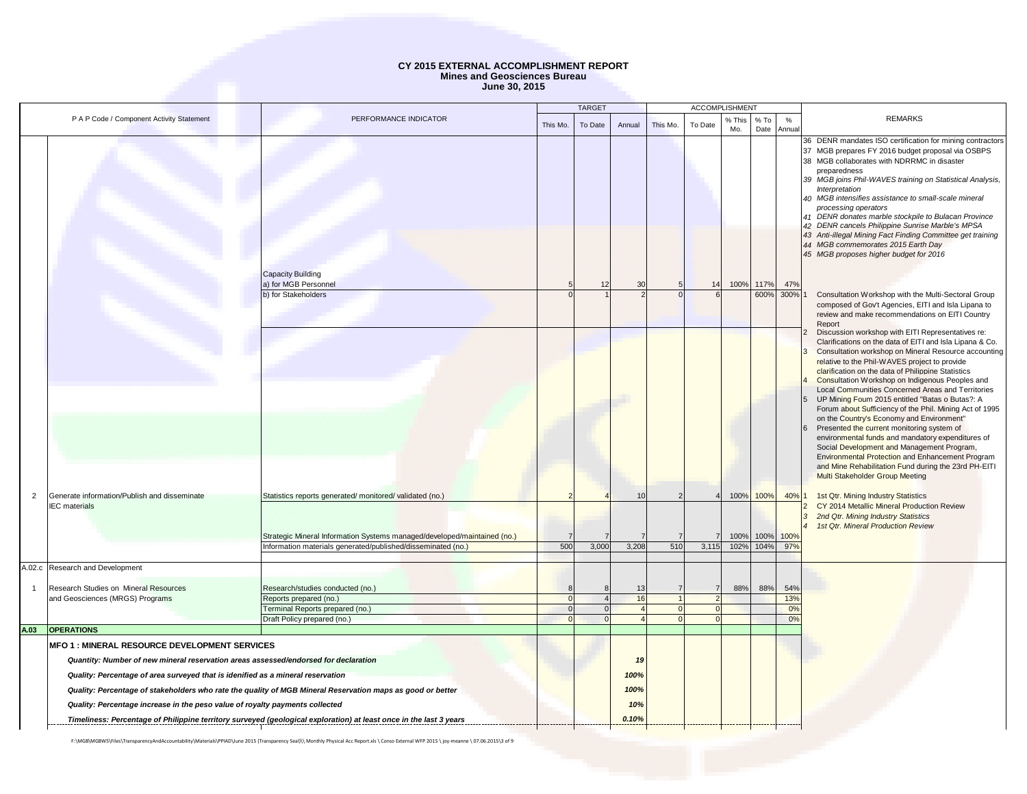# CY 2015 EXTERNAL ACCOMPLISHMENT REPORT
## Mines and Geosciences Bureau
### June 30, 2015

| P A P Code / Component Activity Statement | | PERFORMANCE INDICATOR | TARGET | | | ACCOMPLISHMENT | | | | | REMARKS |
|---|---|---|---|---|---|---|---|---|---|---|---|
| | | | This Mo. | To Date | Annual | This Mo. | To Date | % This Mo. | % To Date | % Annual | |
| | | | | | | | | | | | 36 DENR mandates ISO certification for mining contractors<br>37 MGB prepares FY 2016 budget proposal via OSBPS<br>38 MGB collaborates with NDRRMC in disaster preparedness<br>*39 MGB joins Phil-WAVES training on Statistical Analysis, Interpretation*<br>*40 MGB intensifies assistance to small-scale mineral processing operators*<br>*41 DENR donates marble stockpile to Bulacan Province*<br>*42 DENR cancels Philippine Sunrise Marble's MPSA*<br>*43 Anti-illegal Mining Fact Finding Committee get training*<br>*44 MGB commemorates 2015 Earth Day*<br>*45 MGB proposes higher budget for 2016* |
| | | Capacity Building<br>a) for MGB Personnel | 5 | 12 | 30 | 5 | 14 | 100% | 117% | 47% | |
| | | b) for Stakeholders | 0 | 1 | 2 | 0 | 6 | | 600% | 300% | 1 Consultation Workshop with the Multi-Sectoral Group composed of Gov't Agencies, EITI and Isla Lipana to review and make recommendations on EITI Country Report<br>2 Discussion workshop with EITI Representatives re: Clarifications on the data of EITI and Isla Lipana & Co.<br>3 Consultation workshop on Mineral Resource accounting relative to the Phil-WAVES project to provide clarification on the data of Philippine Statistics<br>4 Consultation Workshop on Indigenous Peoples and Local Communities Concerned Areas and Territories<br>5 UP Mining Foum 2015 entitled "Batas o Butas?: A Forum about Sufficiency of the Phil. Mining Act of 1995 on the Country's Economy and Environment"<br>6 Presented the current monitoring system of environmental funds and mandatory expenditures of Social Development and Management Program, Environmental Protection and Enhancement Program and Mine Rehabilitation Fund during the 23rd PH-EITI Multi Stakeholder Group Meeting |
| 2 | Generate information/Publish and disseminate IEC materials | Statistics reports generated/ monitored/ validated (no.) | 2 | 4 | 10 | 2 | 4 | 100% | 100% | 40% | 1 1st Qtr. Mining Industry Statistics<br>2 CY 2014 Metallic Mineral Production Review<br>*3 2nd Qtr. Mining Industry Statistics*<br>*4 1st Qtr. Mineral Production Review* |
| | | Strategic Mineral Information Systems managed/developed/maintained (no.) | 7 | 7 | 7 | 7 | 7 | 100% | 100% | 100% | |
| | | Information materials generated/published/disseminated (no.) | 500 | 3,000 | 3,208 | 510 | 3,115 | 102% | 104% | 97% | |
| A.02.c | Research and Development | | | | | | | | | | |
| 1 | Research Studies on Mineral Resources and Geosciences (MRGS) Programs | Research/studies conducted (no.) | 8 | 8 | 13 | 7 | 7 | 88% | 88% | 54% | |
| | | Reports prepared (no.) | 0 | 4 | 16 | 1 | 2 | | | 13% | |
| | | Terminal Reports prepared (no.) | 0 | 0 | 4 | 0 | 0 | | | 0% | |
| | | Draft Policy prepared (no.) | 0 | 0 | 4 | 0 | 0 | | | 0% | |
| **A.03** | **OPERATIONS** | | | | | | | | | | |
| | **MFO 1 : MINERAL RESOURCE DEVELOPMENT SERVICES** | | | | | | | | | | |
| | ***Quantity: Number of new mineral reservation areas assessed/endorsed for declaration*** | | | | ***19*** | | | | | | |
| | ***Quality: Percentage of area surveyed that is identified as a mineral reservation*** | | | | ***100%*** | | | | | | |
| | ***Quality: Percentage of stakeholders who rate the quality of MGB Mineral Reservation maps as good or better*** | | | | ***100%*** | | | | | | |
| | ***Quality: Percentage increase in the peso value of royalty payments collected*** | | | | ***10%*** | | | | | | |
| | ***Timeliness: Percentage of Philippine territory surveyed (geological exploration) at least once in the last 3 years*** | | | | ***0.10%*** | | | | | | |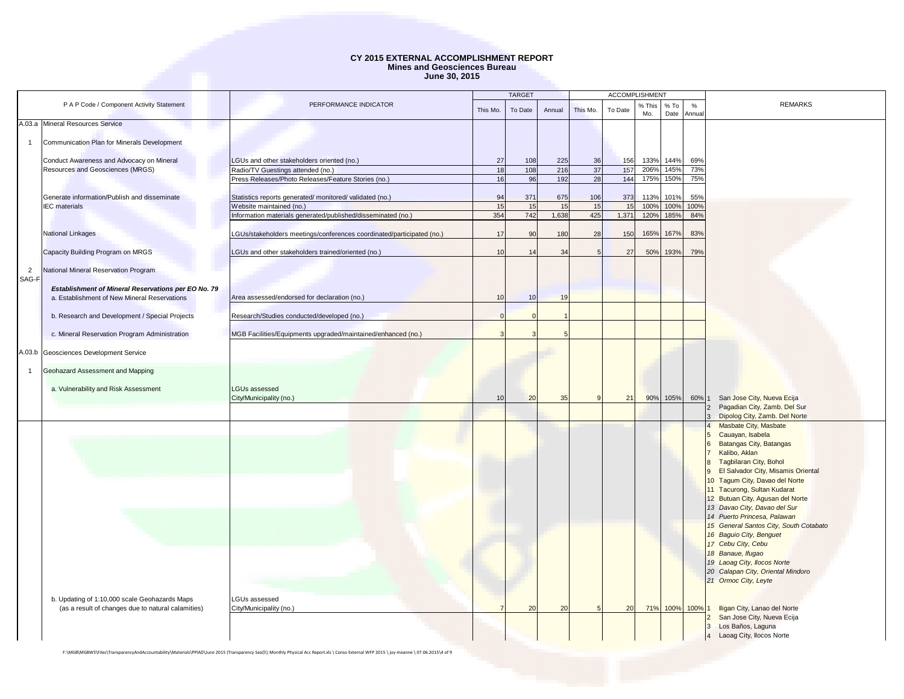# CY 2015 EXTERNAL ACCOMPLISHMENT REPORT
## Mines and Geosciences Bureau
### June 30, 2015

| P A P Code / Component Activity Statement | | PERFORMANCE INDICATOR | TARGET | | | ACCOMPLISHMENT | | | | | REMARKS |
|---|---|---|---|---|---|---|---|---|---|---|---|
| | | | This Mo. | To Date | Annual | This Mo. | To Date | % This Mo. | % To Date | % Annual | |
| A.03.a | Mineral Resources Service | | | | | | | | | | |
| 1 | Communication Plan for Minerals Development | | | | | | | | | | |
| | Conduct Awareness and Advocacy on Mineral Resources and Geosciences (MRGS) | LGUs and other stakeholders oriented (no.) | 27 | 108 | 225 | 36 | 156 | 133% | 144% | 69% | |
| | | Radio/TV Guestings attended (no.) | 18 | 108 | 216 | 37 | 157 | 206% | 145% | 73% | |
| | | Press Releases/Photo Releases/Feature Stories (no.) | 16 | 96 | 192 | 28 | 144 | 175% | 150% | 75% | |
| | Generate information/Publish and disseminate IEC materials | Statistics reports generated/ monitored/ validated (no.) | 94 | 371 | 675 | 106 | 373 | 113% | 101% | 55% | |
| | | Website maintained (no.) | 15 | 15 | 15 | 15 | 15 | 100% | 100% | 100% | |
| | | Information materials generated/published/disseminated (no.) | 354 | 742 | 1,638 | 425 | 1,371 | 120% | 185% | 84% | |
| | National Linkages | LGUs/stakeholders meetings/conferences coordinated/participated (no.) | 17 | 90 | 180 | 28 | 150 | 165% | 167% | 83% | |
| | Capacity Building Program on MRGS | LGUs and other stakeholders trained/oriented (no.) | 10 | 14 | 34 | 5 | 27 | 50% | 193% | 79% | |
| 2 SAG-F | National Mineral Reservation Program | | | | | | | | | | |
| | ***Establishment of Mineral Reservations per EO No. 79*** a. Establishment of New Mineral Reservations | Area assessed/endorsed for declaration (no.) | 10 | 10 | 19 | | | | | | |
| | b. Research and Development / Special Projects | Research/Studies conducted/developed (no.) | 0 | 0 | 1 | | | | | | |
| | c. Mineral Reservation Program Administration | MGB Facilities/Equipments upgraded/maintained/enhanced (no.) | 3 | 3 | 5 | | | | | | |
| A.03.b | Geosciences Development Service | | | | | | | | | | |
| 1 | Geohazard Assessment and Mapping | | | | | | | | | | |
| | a. Vulnerability and Risk Assessment | LGUs assessed City/Municipality (no.) | 10 | 20 | 35 | 9 | 21 | 90% | 105% | 60% | 1 San Jose City, Nueva Ecija<br>2 Pagadian City, Zamb. Del Sur<br>3 Dipolog City, Zamb. Del Norte<br>4 Masbate City, Masbate<br>5 Cauayan, Isabela<br>6 Batangas City, Batangas<br>7 Kalibo, Aklan<br>8 Tagbilaran City, Bohol<br>9 El Salvador City, Misamis Oriental<br>10 Tagum City, Davao del Norte<br>11 Tacurong, Sultan Kudarat<br>12 Butuan City, Agusan del Norte<br>*13 Davao City, Davao del Sur*<br>*14 Puerto Princesa, Palawan*<br>*15 General Santos City, South Cotabato*<br>*16 Baguio City, Benguet*<br>*17 Cebu City, Cebu*<br>*18 Banaue, Ifugao*<br>*19 Laoag City, Ilocos Norte*<br>*20 Calapan City, Oriental Mindoro*<br>*21 Ormoc City, Leyte* |
| | b. Updating of 1:10,000 scale Geohazards Maps (as a result of changes due to natural calamities) | LGUs assessed City/Municipality (no.) | 7 | 20 | 20 | 5 | 20 | 71% | 100% | 100% | 1 Iligan City, Lanao del Norte<br>2 San Jose City, Nueva Ecija<br>3 Los Baños, Laguna<br>4 Laoag City, Ilocos Norte |

F:\MGB\MGBWS\Files\TransparencyAndAccountability\Materials\PPIAD\June 2015 (Transparency Seal)\\ Monthly Physical Acc Report.xls \ Conso External WFP 2015 \ joy-meanne \ 07.06.2015\4 of 9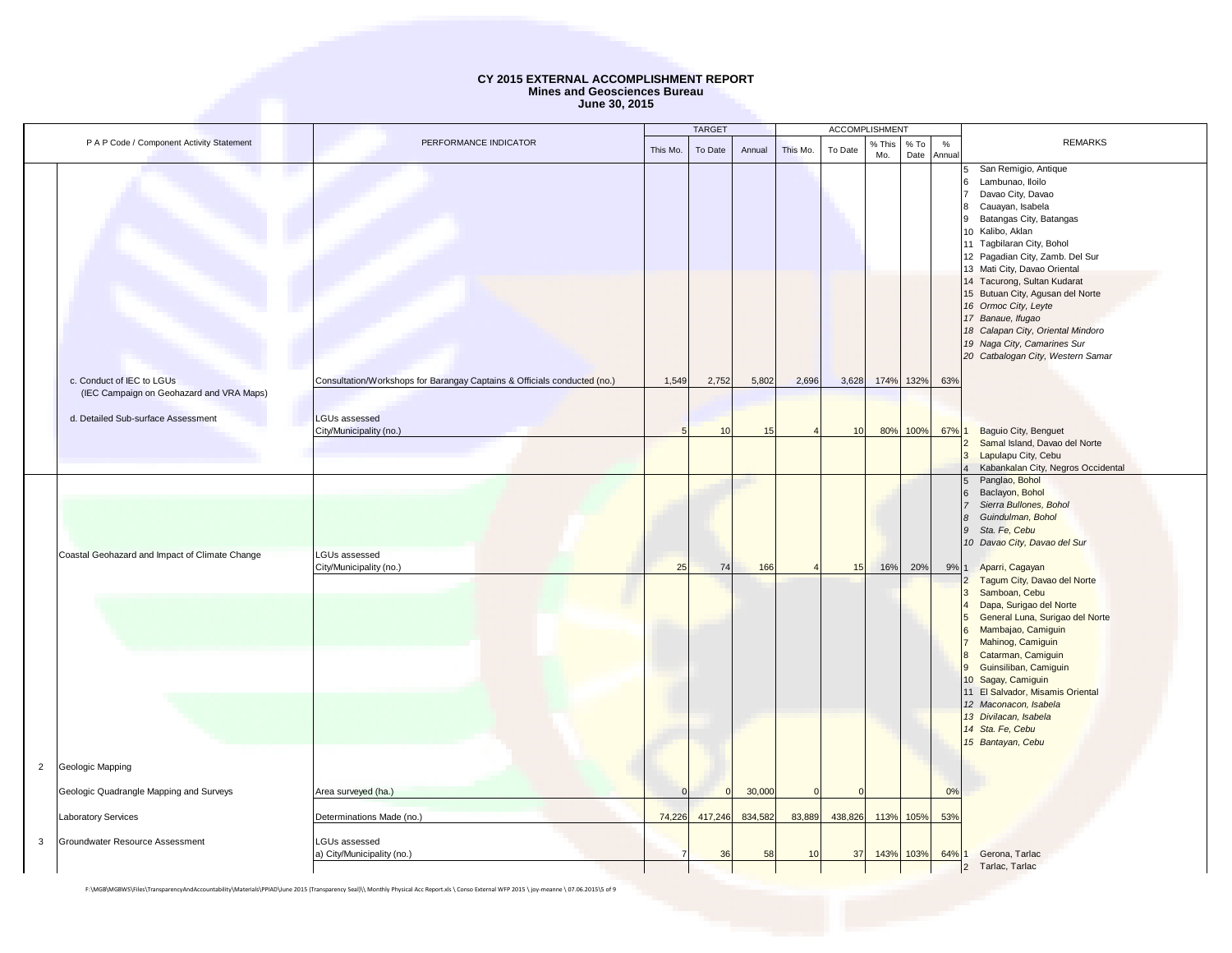# CY 2015 EXTERNAL ACCOMPLISHMENT REPORT
## Mines and Geosciences Bureau
## June 30, 2015

| | P A P Code / Component Activity Statement | PERFORMANCE INDICATOR | TARGET This Mo. | TARGET To Date | TARGET Annual | ACCOMPLISHMENT This Mo. | ACCOMPLISHMENT To Date | % This Mo. | % To Date | % Annual | REMARKS |
|---|---|---|---|---|---|---|---|---|---|---|---|
| | | | | | | | | | | | 5 San Remigio, Antique<br>6 Lambunao, Iloilo<br>7 Davao City, Davao<br>8 Cauayan, Isabela<br>9 Batangas City, Batangas<br>10 Kalibo, Aklan<br>11 Tagbilaran City, Bohol<br>12 Pagadian City, Zamb. Del Sur<br>13 Mati City, Davao Oriental<br>14 Tacurong, Sultan Kudarat<br>15 Butuan City, Agusan del Norte<br>*16 Ormoc City, Leyte*<br>*17 Banaue, Ifugao*<br>*18 Calapan City, Oriental Mindoro*<br>*19 Naga City, Camarines Sur*<br>*20 Catbalogan City, Western Samar* |
| | c. Conduct of IEC to LGUs (IEC Campaign on Geohazard and VRA Maps) | Consultation/Workshops for Barangay Captains & Officials conducted (no.) | 1,549 | 2,752 | 5,802 | 2,696 | 3,628 | 174% | 132% | 63% | |
| | d. Detailed Sub-surface Assessment | LGUs assessed City/Municipality (no.) | 5 | 10 | 15 | 4 | 10 | 80% | 100% | 67% | 1 Baguio City, Benguet<br>2 Samal Island, Davao del Norte<br>3 Lapulapu City, Cebu<br>4 Kabankalan City, Negros Occidental<br>5 Panglao, Bohol<br>6 Baclayon, Bohol<br>*7 Sierra Bullones, Bohol*<br>*8 Guindulman, Bohol*<br>*9 Sta. Fe, Cebu*<br>*10 Davao City, Davao del Sur* |
| | Coastal Geohazard and Impact of Climate Change | LGUs assessed City/Municipality (no.) | 25 | 74 | 166 | 4 | 15 | 16% | 20% | 9% | 1 Aparri, Cagayan<br>2 Tagum City, Davao del Norte<br>3 Samboan, Cebu<br>4 Dapa, Surigao del Norte<br>5 General Luna, Surigao del Norte<br>6 Mambajao, Camiguin<br>7 Mahinog, Camiguin<br>8 Catarman, Camiguin<br>9 Guinsiliban, Camiguin<br>10 Sagay, Camiguin<br>11 El Salvador, Misamis Oriental<br>*12 Maconacon, Isabela*<br>*13 Divilacan, Isabela*<br>*14 Sta. Fe, Cebu*<br>*15 Bantayan, Cebu* |
| 2 | Geologic Mapping | | | | | | | | | | |
| | Geologic Quadrangle Mapping and Surveys | Area surveyed (ha.) | 0 | 0 | 30,000 | 0 | 0 | | | 0% | |
| | Laboratory Services | Determinations Made (no.) | 74,226 | 417,246 | 834,582 | 83,889 | 438,826 | 113% | 105% | 53% | |
| 3 | Groundwater Resource Assessment | LGUs assessed a) City/Municipality (no.) | 7 | 36 | 58 | 10 | 37 | 143% | 103% | 64% | 1 Gerona, Tarlac<br>2 Tarlac, Tarlac |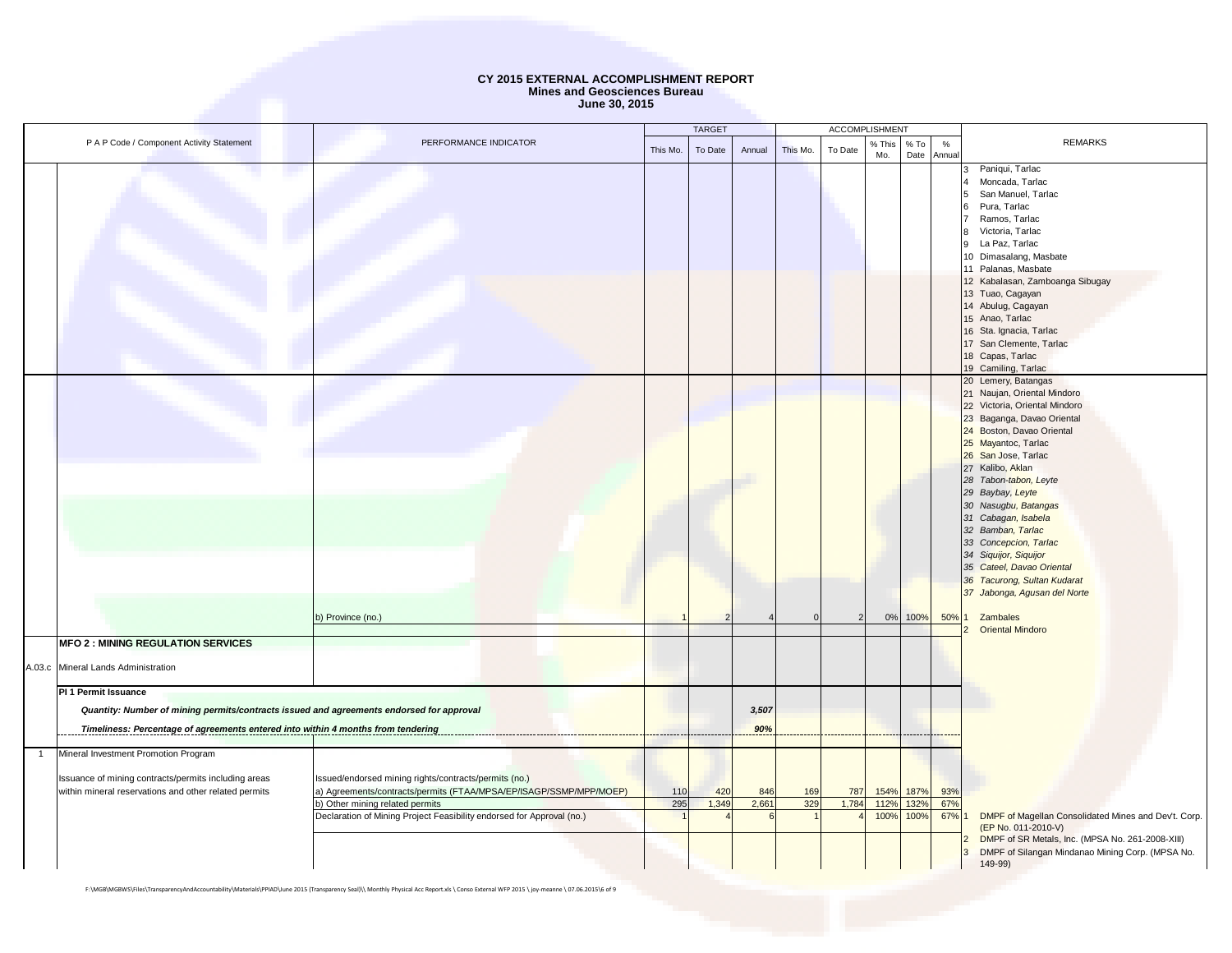# CY 2015 EXTERNAL ACCOMPLISHMENT REPORT
## Mines and Geosciences Bureau
### June 30, 2015

| P A P Code / Component Activity Statement | | PERFORMANCE INDICATOR | TARGET | | | ACCOMPLISHMENT | | | | | REMARKS |
|---|---|---|---|---|---|---|---|---|---|---|---|
| | | | This Mo. | To Date | Annual | This Mo. | To Date | % This Mo. | % To Date | % Annual | |
| | | | | | | | | | | | 3 Paniqui, Tarlac<br>4 Moncada, Tarlac<br>5 San Manuel, Tarlac<br>6 Pura, Tarlac<br>7 Ramos, Tarlac<br>8 Victoria, Tarlac<br>9 La Paz, Tarlac<br>10 Dimasalang, Masbate<br>11 Palanas, Masbate<br>12 Kabalasan, Zamboanga Sibugay<br>13 Tuao, Cagayan<br>14 Abulug, Cagayan<br>15 Anao, Tarlac<br>16 Sta. Ignacia, Tarlac<br>17 San Clemente, Tarlac<br>18 Capas, Tarlac<br>19 Camiling, Tarlac |
| | | | | | | | | | | | 20 Lemery, Batangas<br>21 Naujan, Oriental Mindoro<br>22 Victoria, Oriental Mindoro<br>23 Baganga, Davao Oriental<br>24 Boston, Davao Oriental<br>25 Mayantoc, Tarlac<br>26 San Jose, Tarlac<br>27 Kalibo, Aklan<br>*28 Tabon-tabon, Leyte*<br>*29 Baybay, Leyte*<br>*30 Nasugbu, Batangas*<br>*31 Cabagan, Isabela*<br>*32 Bamban, Tarlac*<br>*33 Concepcion, Tarlac*<br>*34 Siquijor, Siquijor*<br>*35 Cateel, Davao Oriental*<br>*36 Tacurong, Sultan Kudarat*<br>*37 Jabonga, Agusan del Norte* |
| | | b) Province (no.) | 1 | 2 | 4 | 0 | 2 | 0% | 100% | 50% | 1 Zambales<br>2 Oriental Mindoro |
| | **MFO 2 : MINING REGULATION SERVICES** | | | | | | | | | | |
| A.03.c | Mineral Lands Administration | | | | | | | | | | |
| | **PI 1 Permit Issuance** | | | | | | | | | | |
| | ***Quantity: Number of mining permits/contracts issued and agreements endorsed for approval*** | | | | ***3,507*** | | | | | | |
| | ***Timeliness: Percentage of agreements entered into within 4 months from tendering*** | | | | ***90%*** | | | | | | |
| 1 | Mineral Investment Promotion Program | | | | | | | | | | |
| | Issuance of mining contracts/permits including areas within mineral reservations and other related permits | Issued/endorsed mining rights/contracts/permits (no.) | | | | | | | | | |
| | | a) Agreements/contracts/permits (FTAA/MPSA/EP/ISAGP/SSMP/MPP/MOEP) | 110 | 420 | 846 | 169 | 787 | 154% | 187% | 93% | |
| | | b) Other mining related permits | 295 | 1,349 | 2,661 | 329 | 1,784 | 112% | 132% | 67% | |
| | | Declaration of Mining Project Feasibility endorsed for Approval (no.) | 1 | 4 | 6 | 1 | 4 | 100% | 100% | 67% | 1 DMPF of Magellan Consolidated Mines and Dev't. Corp. (EP No. 011-2010-V)<br>2 DMPF of SR Metals, Inc. (MPSA No. 261-2008-XIII)<br>3 DMPF of Silangan Mindanao Mining Corp. (MPSA No. 149-99) |

F:\MGB\MGBWS\Files\TransparencyAndAccountability\Materials\PPIAD\June 2015 (Transparency Seal)\\ Monthly Physical Acc Report.xls \ Conso External WFP 2015 \ joy-meanne \ 07.06.2015\6 of 9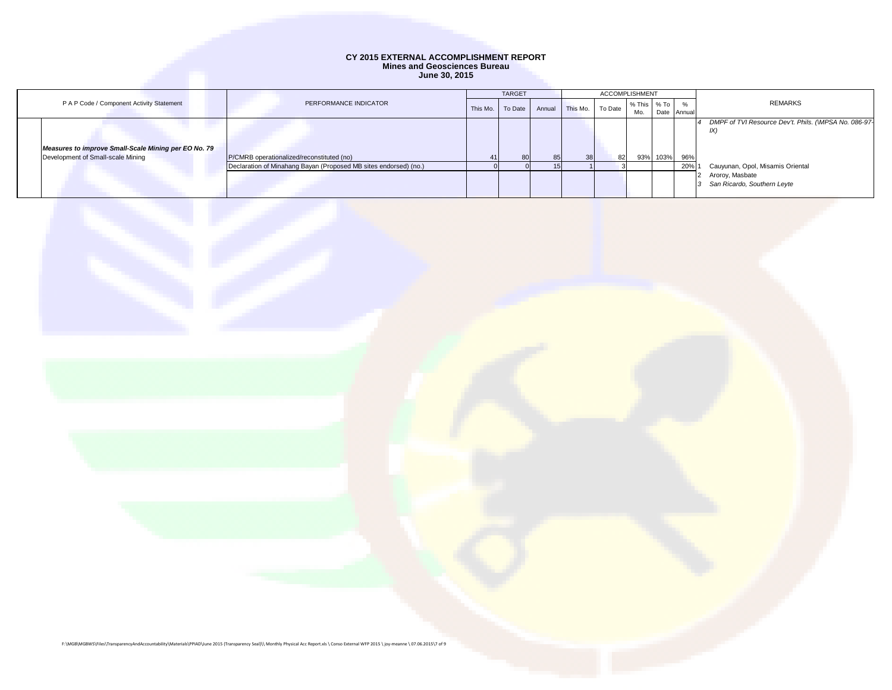# CY 2015 EXTERNAL ACCOMPLISHMENT REPORT
## Mines and Geosciences Bureau
### June 30, 2015

| P A P Code / Component Activity Statement | | PERFORMANCE INDICATOR | TARGET | | | ACCOMPLISHMENT | | | | | REMARKS | |
|---|---|---|---|---|---|---|---|---|---|---|---|---|
| | | | This Mo. | To Date | Annual | This Mo. | To Date | % This Mo. | % To Date | % Annual | | |
| | | | | | | | | | | | *4* | *DMPF of TVI Resource Dev't. Phils. (\MPSA No. 086-97-IX)* |
| | ***Measures to improve Small-Scale Mining per EO No. 79*** Development of Small-scale Mining | P/CMRB operationalized/reconstituted (no) | 41 | 80 | 85 | 38 | 82 | 93% | 103% | 96% | | |
| | | Declaration of Minahang Bayan (Proposed MB sites endorsed) (no.) | 0 | 0 | 15 | 1 | 3 | | | 20% | 1 | Cauyunan, Opol, Misamis Oriental |
| | | | | | | | | | | | 2 | Aroroy, Masbate |
| | | | | | | | | | | | *3* | *San Ricardo, Southern Leyte* |

F:\MGB\MGBWS\Files\TransparencyAndAccountability\Materials\PPIAD\June 2015 (Transparency Seal)\\ Monthly Physical Acc Report.xls \ Conso External WFP 2015 \ joy-meanne \ 07.06.2015\7 of 9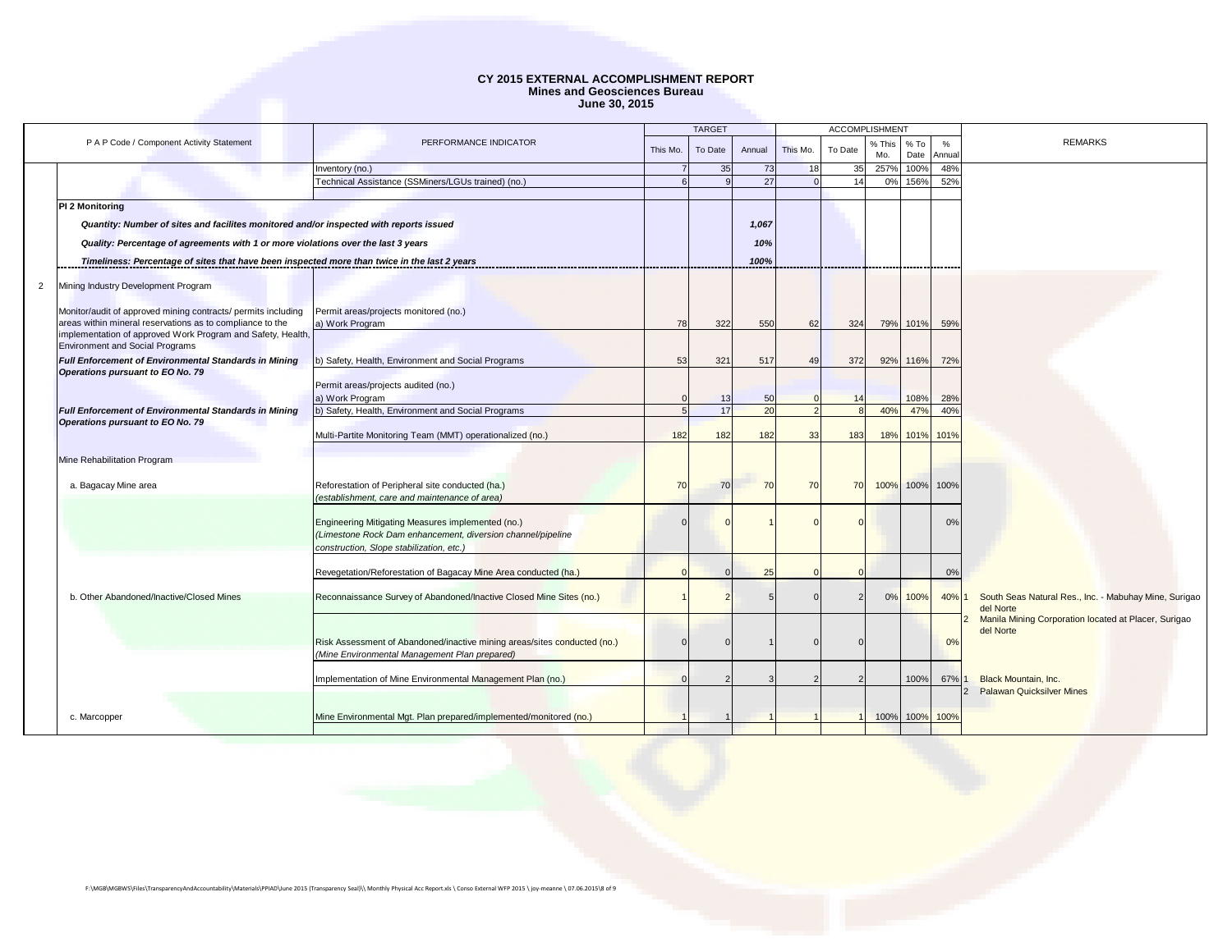# CY 2015 EXTERNAL ACCOMPLISHMENT REPORT
## Mines and Geosciences Bureau
### June 30, 2015

| | P A P Code / Component Activity Statement | PERFORMANCE INDICATOR | TARGET | | | ACCOMPLISHMENT | | | | | REMARKS |
|---|---|---|---|---|---|---|---|---|---|---|---|
| | | | This Mo. | To Date | Annual | This Mo. | To Date | % This Mo. | % To Date | % Annual | |
| | | Inventory (no.) | 7 | 35 | 73 | 18 | 35 | 257% | 100% | 48% | |
| | | Technical Assistance (SSMiners/LGUs trained) (no.) | 6 | 9 | 27 | 0 | 14 | 0% | 156% | 52% | |
| | **PI 2 Monitoring** | | | | | | | | | | |
| | ***Quantity: Number of sites and facilites monitored and/or inspected with reports issued*** | | | | ***1,067*** | | | | | | |
| | ***Quality: Percentage of agreements with 1 or more violations over the last 3 years*** | | | | ***10%*** | | | | | | |
| | ***Timeliness: Percentage of sites that have been inspected more than twice in the last 2 years*** | | | | ***100%*** | | | | | | |
| 2 | Mining Industry Development Program | | | | | | | | | | |
| | Monitor/audit of approved mining contracts/ permits including areas within mineral reservations as to compliance to the implementation of approved Work Program and Safety, Health, Environment and Social Programs | Permit areas/projects monitored (no.) a) Work Program | 78 | 322 | 550 | 62 | 324 | 79% | 101% | 59% | |
| | ***Full Enforcement of Environmental Standards in Mining Operations pursuant to EO No. 79*** | b) Safety, Health, Environment and Social Programs | 53 | 321 | 517 | 49 | 372 | 92% | 116% | 72% | |
| | | Permit areas/projects audited (no.) a) Work Program | 0 | 13 | 50 | 0 | 14 | | 108% | 28% | |
| | ***Full Enforcement of Environmental Standards in Mining Operations pursuant to EO No. 79*** | b) Safety, Health, Environment and Social Programs | 5 | 17 | 20 | 2 | 8 | 40% | 47% | 40% | |
| | | Multi-Partite Monitoring Team (MMT) operationalized (no.) | 182 | 182 | 182 | 33 | 183 | 18% | 101% | 101% | |
| | Mine Rehabilitation Program | | | | | | | | | | |
| | a. Bagacay Mine area | Reforestation of Peripheral site conducted (ha.) *(establishment, care and maintenance of area)* | 70 | 70 | 70 | 70 | 70 | 100% | 100% | 100% | |
| | | Engineering Mitigating Measures implemented (no.) *(Limestone Rock Dam enhancement, diversion channel/pipeline construction, Slope stabilization, etc.)* | 0 | 0 | 1 | 0 | 0 | | | 0% | |
| | | Revegetation/Reforestation of Bagacay Mine Area conducted (ha.) | 0 | 0 | 25 | 0 | 0 | | | 0% | |
| | b. Other Abandoned/Inactive/Closed Mines | Reconnaissance Survey of Abandoned/Inactive Closed Mine Sites (no.) | 1 | 2 | 5 | 0 | 2 | 0% | 100% | 40% | 1 South Seas Natural Res., Inc. - Mabuhay Mine, Surigao del Norte<br>2 Manila Mining Corporation located at Placer, Surigao del Norte |
| | | Risk Assessment of Abandoned/inactive mining areas/sites conducted (no.) *(Mine Environmental Management Plan prepared)* | 0 | 0 | 1 | 0 | 0 | | | 0% | |
| | | Implementation of Mine Environmental Management Plan (no.) | 0 | 2 | 3 | 2 | 2 | | 100% | 67% | 1 Black Mountain, Inc.<br>2 Palawan Quicksilver Mines |
| | c. Marcopper | Mine Environmental Mgt. Plan prepared/implemented/monitored (no.) | 1 | 1 | 1 | 1 | 1 | 100% | 100% | 100% | |

F:\MGB\MGBWS\Files\TransparencyAndAccountability\Materials\PPIAD\June 2015 (Transparency Seal)\\ Monthly Physical Acc Report.xls \ Conso External WFP 2015 \ joy-meanne \ 07.06.2015\8 of 9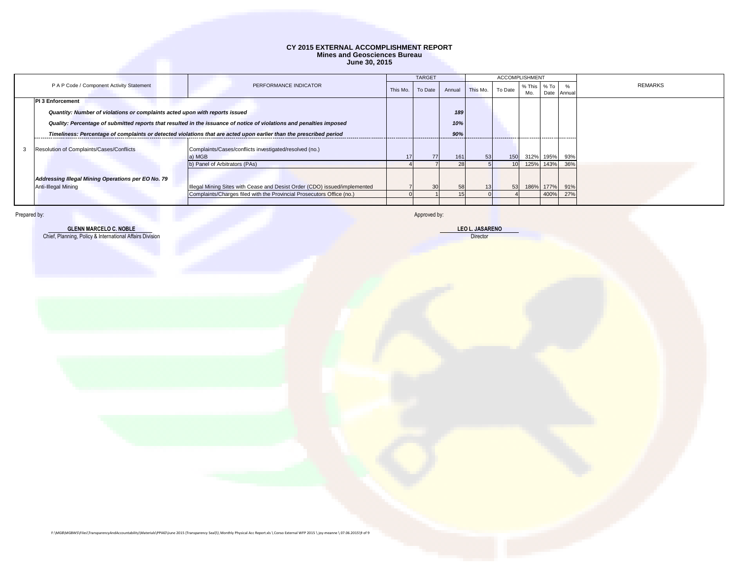# CY 2015 EXTERNAL ACCOMPLISHMENT REPORT
## Mines and Geosciences Bureau
### June 30, 2015

| P A P Code / Component Activity Statement | | PERFORMANCE INDICATOR | TARGET | | | ACCOMPLISHMENT | | | | | REMARKS |
|---|---|---|---|---|---|---|---|---|---|---|---|
| | | | This Mo. | To Date | Annual | This Mo. | To Date | % This Mo. | % To Date | % Annual | |
| | **PI 3 Enforcement** | | | | | | | | | | |
| | ***Quantity: Number of violations or complaints acted upon with reports issued*** | | | | ***189*** | | | | | | |
| | ***Quality: Percentage of submitted reports that resulted in the issuance of notice of violations and penalties imposed*** | | | | ***10%*** | | | | | | |
| | ***Timeliness: Percentage of complaints or detected violations that are acted upon earlier than the prescribed period*** | | | | ***90%*** | | | | | | |
| 3 | Resolution of Complaints/Cases/Conflicts | Complaints/Cases/conflicts investigated/resolved (no.) | | | | | | | | | |
| | | a) MGB | 17 | 77 | 161 | 53 | 150 | 312% | 195% | 93% | |
| | | b) Panel of Arbitrators (PAs) | 4 | 7 | 28 | 5 | 10 | 125% | 143% | 36% | |
| | ***Addressing Illegal Mining Operations per EO No. 79*** | | | | | | | | | | |
| | Anti-Illegal Mining | Illegal Mining Sites with Cease and Desist Order (CDO) issued/implemented | 7 | 30 | 58 | 13 | 53 | 186% | 177% | 91% | |
| | | Complaints/Charges filed with the Provincial Prosecutors Office (no.) | 0 | 1 | 15 | 0 | 4 | | 400% | 27% | |

Prepared by:

**GLENN MARCELO C. NOBLE**
Chief, Planning, Policy & International Affairs Division

Approved by:

**LEO L. JASARENO**
Director

F:\MGB\MGBWS\Files\TransparencyAndAccountability\Materials\PPIAD\June 2015 (Transparency Seal)\\ Monthly Physical Acc Report.xls \ Conso External WFP 2015 \ joy-meanne \ 07.06.2015\9 of 9